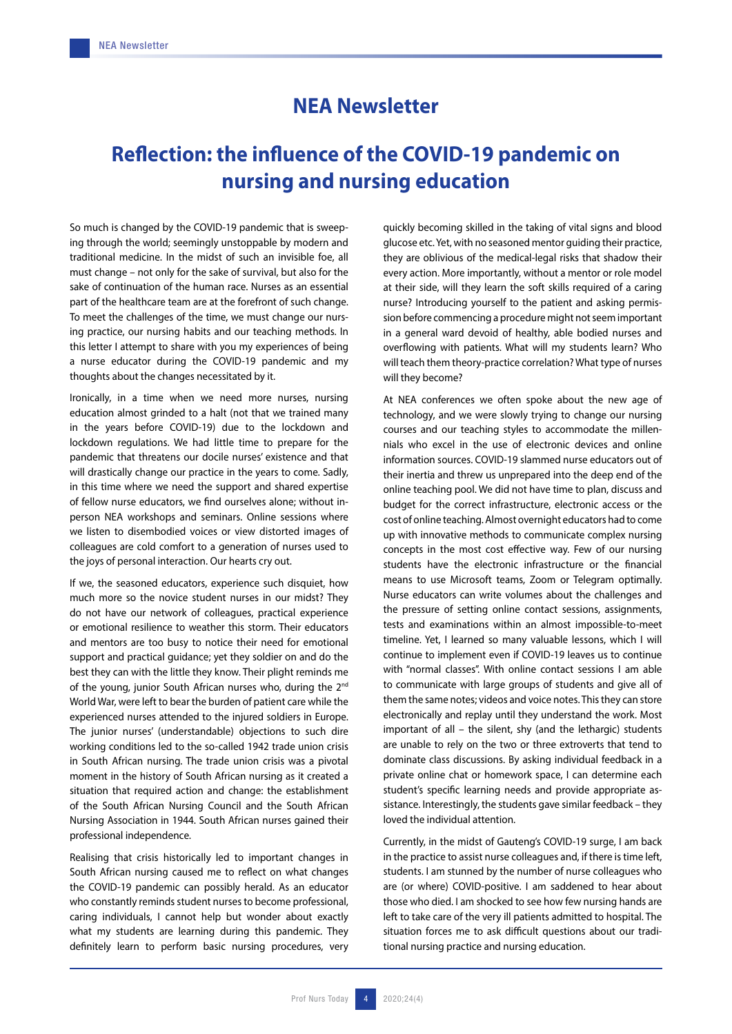# NEA Newsletter

## Reflection: the influence of the COVID-19 pandemic on nursing and nursing education

So much is changed by the COVID-19 pandemic that is sweeping through the world; seemingly unstoppable by modern and traditional medicine. In the midst of such an invisible foe, all must change – not only for the sake of survival, but also for the sake of continuation of the human race. Nurses as an essential part of the healthcare team are at the forefront of such change. To meet the challenges of the time, we must change our nursing practice, our nursing habits and our teaching methods. In this letter I attempt to share with you my experiences of being a nurse educator during the COVID-19 pandemic and my thoughts about the changes necessitated by it.

Ironically, in a time when we need more nurses, nursing education almost grinded to a halt (not that we trained many in the years before COVID-19) due to the lockdown and lockdown regulations. We had little time to prepare for the pandemic that threatens our docile nurses' existence and that will drastically change our practice in the years to come. Sadly, in this time where we need the support and shared expertise of fellow nurse educators, we find ourselves alone; without in-person NEA workshops and seminars. Online sessions where we listen to disembodied voices or view distorted images of colleagues are cold comfort to a generation of nurses used to the joys of personal interaction. Our hearts cry out.

If we, the seasoned educators, experience such disquiet, how much more so the novice student nurses in our midst? They do not have our network of colleagues, practical experience or emotional resilience to weather this storm. Their educators and mentors are too busy to notice their need for emotional support and practical guidance; yet they soldier on and do the best they can with the little they know. Their plight reminds me of the young, junior South African nurses who, during the 2nd World War, were left to bear the burden of patient care while the experienced nurses attended to the injured soldiers in Europe. The junior nurses' (understandable) objections to such dire working conditions led to the so-called 1942 trade union crisis in South African nursing. The trade union crisis was a pivotal moment in the history of South African nursing as it created a situation that required action and change: the establishment of the South African Nursing Council and the South African Nursing Association in 1944. South African nurses gained their professional independence.

Realising that crisis historically led to important changes in South African nursing caused me to reflect on what changes the COVID-19 pandemic can possibly herald. As an educator who constantly reminds student nurses to become professional, caring individuals, I cannot help but wonder about exactly what my students are learning during this pandemic. They definitely learn to perform basic nursing procedures, very quickly becoming skilled in the taking of vital signs and blood glucose etc. Yet, with no seasoned mentor guiding their practice, they are oblivious of the medical-legal risks that shadow their every action. More importantly, without a mentor or role model at their side, will they learn the soft skills required of a caring nurse? Introducing yourself to the patient and asking permission before commencing a procedure might not seem important in a general ward devoid of healthy, able bodied nurses and overflowing with patients. What will my students learn? Who will teach them theory-practice correlation? What type of nurses will they become?

At NEA conferences we often spoke about the new age of technology, and we were slowly trying to change our nursing courses and our teaching styles to accommodate the millennials who excel in the use of electronic devices and online information sources. COVID-19 slammed nurse educators out of their inertia and threw us unprepared into the deep end of the online teaching pool. We did not have time to plan, discuss and budget for the correct infrastructure, electronic access or the cost of online teaching. Almost overnight educators had to come up with innovative methods to communicate complex nursing concepts in the most cost effective way. Few of our nursing students have the electronic infrastructure or the financial means to use Microsoft teams, Zoom or Telegram optimally. Nurse educators can write volumes about the challenges and the pressure of setting online contact sessions, assignments, tests and examinations within an almost impossible-to-meet timeline. Yet, I learned so many valuable lessons, which I will continue to implement even if COVID-19 leaves us to continue with "normal classes". With online contact sessions I am able to communicate with large groups of students and give all of them the same notes; videos and voice notes. This they can store electronically and replay until they understand the work. Most important of all – the silent, shy (and the lethargic) students are unable to rely on the two or three extroverts that tend to dominate class discussions. By asking individual feedback in a private online chat or homework space, I can determine each student's specific learning needs and provide appropriate assistance. Interestingly, the students gave similar feedback – they loved the individual attention.

Currently, in the midst of Gauteng's COVID-19 surge, I am back in the practice to assist nurse colleagues and, if there is time left, students. I am stunned by the number of nurse colleagues who are (or where) COVID-positive. I am saddened to hear about those who died. I am shocked to see how few nursing hands are left to take care of the very ill patients admitted to hospital. The situation forces me to ask difficult questions about our traditional nursing practice and nursing education.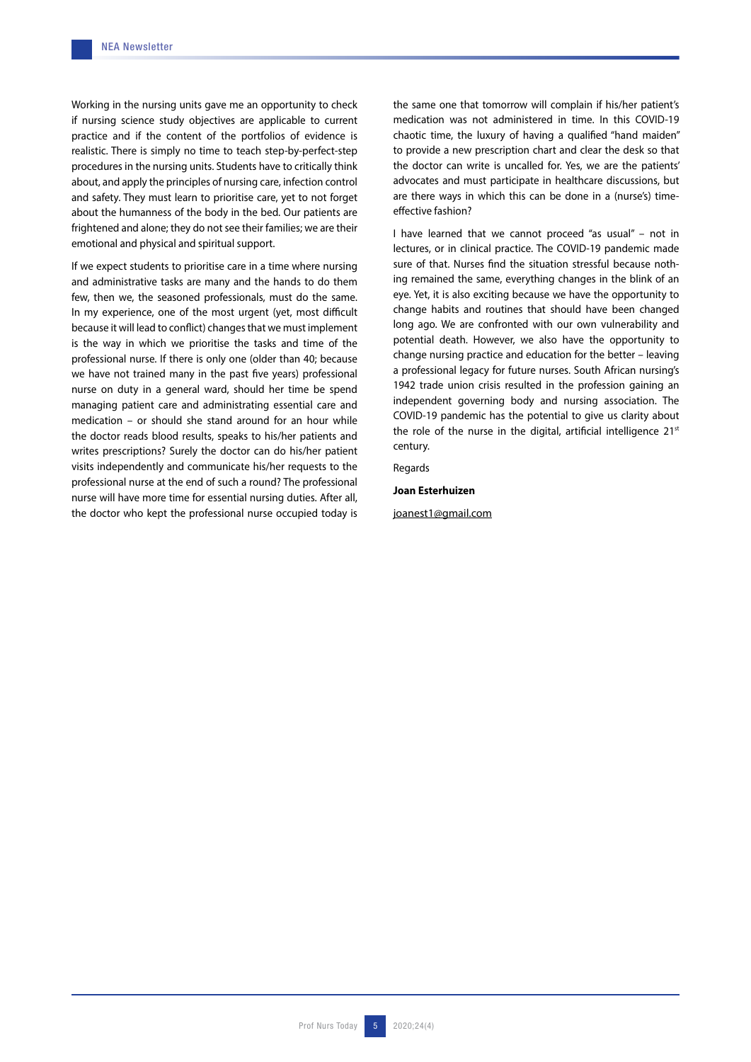Working in the nursing units gave me an opportunity to check if nursing science study objectives are applicable to current practice and if the content of the portfolios of evidence is realistic. There is simply no time to teach step-by-perfect-step procedures in the nursing units. Students have to critically think about, and apply the principles of nursing care, infection control and safety. They must learn to prioritise care, yet to not forget about the humanness of the body in the bed. Our patients are frightened and alone; they do not see their families; we are their emotional and physical and spiritual support.

If we expect students to prioritise care in a time where nursing and administrative tasks are many and the hands to do them few, then we, the seasoned professionals, must do the same. In my experience, one of the most urgent (yet, most difficult because it will lead to conflict) changes that we must implement is the way in which we prioritise the tasks and time of the professional nurse. If there is only one (older than 40; because we have not trained many in the past five years) professional nurse on duty in a general ward, should her time be spend managing patient care and administrating essential care and medication – or should she stand around for an hour while the doctor reads blood results, speaks to his/her patients and writes prescriptions? Surely the doctor can do his/her patient visits independently and communicate his/her requests to the professional nurse at the end of such a round? The professional nurse will have more time for essential nursing duties. After all, the doctor who kept the professional nurse occupied today is the same one that tomorrow will complain if his/her patient's medication was not administered in time. In this COVID-19 chaotic time, the luxury of having a qualified "hand maiden" to provide a new prescription chart and clear the desk so that the doctor can write is uncalled for. Yes, we are the patients' advocates and must participate in healthcare discussions, but are there ways in which this can be done in a (nurse's) time-effective fashion?

I have learned that we cannot proceed "as usual" – not in lectures, or in clinical practice. The COVID-19 pandemic made sure of that. Nurses find the situation stressful because nothing remained the same, everything changes in the blink of an eye. Yet, it is also exciting because we have the opportunity to change habits and routines that should have been changed long ago. We are confronted with our own vulnerability and potential death. However, we also have the opportunity to change nursing practice and education for the better – leaving a professional legacy for future nurses. South African nursing's 1942 trade union crisis resulted in the profession gaining an independent governing body and nursing association. The COVID-19 pandemic has the potential to give us clarity about the role of the nurse in the digital, artificial intelligence 21st century.

Regards

**Joan Esterhuizen**

joanest1@gmail.com